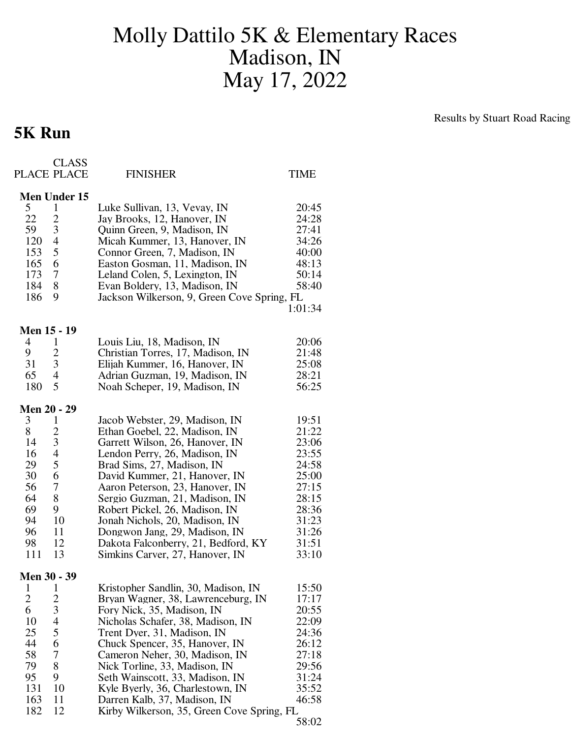# Molly Dattilo 5K & Elementary Races
# Madison, IN
# May 17, 2022

Results by Stuart Road Racing

## 5K Run

| PLACE | CLASS PLACE | FINISHER | TIME |
|---|---|---|---|
| **Men Under 15** | | | |
| 5 | 1 | Luke Sullivan, 13, Vevay, IN | 20:45 |
| 22 | 2 | Jay Brooks, 12, Hanover, IN | 24:28 |
| 59 | 3 | Quinn Green, 9, Madison, IN | 27:41 |
| 120 | 4 | Micah Kummer, 13, Hanover, IN | 34:26 |
| 153 | 5 | Connor Green, 7, Madison, IN | 40:00 |
| 165 | 6 | Easton Gosman, 11, Madison, IN | 48:13 |
| 173 | 7 | Leland Colen, 5, Lexington, IN | 50:14 |
| 184 | 8 | Evan Boldery, 13, Madison, IN | 58:40 |
| 186 | 9 | Jackson Wilkerson, 9, Green Cove Spring, FL | 1:01:34 |
| **Men 15 - 19** | | | |
| 4 | 1 | Louis Liu, 18, Madison, IN | 20:06 |
| 9 | 2 | Christian Torres, 17, Madison, IN | 21:48 |
| 31 | 3 | Elijah Kummer, 16, Hanover, IN | 25:08 |
| 65 | 4 | Adrian Guzman, 19, Madison, IN | 28:21 |
| 180 | 5 | Noah Scheper, 19, Madison, IN | 56:25 |
| **Men 20 - 29** | | | |
| 3 | 1 | Jacob Webster, 29, Madison, IN | 19:51 |
| 8 | 2 | Ethan Goebel, 22, Madison, IN | 21:22 |
| 14 | 3 | Garrett Wilson, 26, Hanover, IN | 23:06 |
| 16 | 4 | Lendon Perry, 26, Madison, IN | 23:55 |
| 29 | 5 | Brad Sims, 27, Madison, IN | 24:58 |
| 30 | 6 | David Kummer, 21, Hanover, IN | 25:00 |
| 56 | 7 | Aaron Peterson, 23, Hanover, IN | 27:15 |
| 64 | 8 | Sergio Guzman, 21, Madison, IN | 28:15 |
| 69 | 9 | Robert Pickel, 26, Madison, IN | 28:36 |
| 94 | 10 | Jonah Nichols, 20, Madison, IN | 31:23 |
| 96 | 11 | Dongwon Jang, 29, Madison, IN | 31:26 |
| 98 | 12 | Dakota Falconberry, 21, Bedford, KY | 31:51 |
| 111 | 13 | Simkins Carver, 27, Hanover, IN | 33:10 |
| **Men 30 - 39** | | | |
| 1 | 1 | Kristopher Sandlin, 30, Madison, IN | 15:50 |
| 2 | 2 | Bryan Wagner, 38, Lawrenceburg, IN | 17:17 |
| 6 | 3 | Fory Nick, 35, Madison, IN | 20:55 |
| 10 | 4 | Nicholas Schafer, 38, Madison, IN | 22:09 |
| 25 | 5 | Trent Dyer, 31, Madison, IN | 24:36 |
| 44 | 6 | Chuck Spencer, 35, Hanover, IN | 26:12 |
| 58 | 7 | Cameron Neher, 30, Madison, IN | 27:18 |
| 79 | 8 | Nick Torline, 33, Madison, IN | 29:56 |
| 95 | 9 | Seth Wainscott, 33, Madison, IN | 31:24 |
| 131 | 10 | Kyle Byerly, 36, Charlestown, IN | 35:52 |
| 163 | 11 | Darren Kalb, 37, Madison, IN | 46:58 |
| 182 | 12 | Kirby Wilkerson, 35, Green Cove Spring, FL | 58:02 |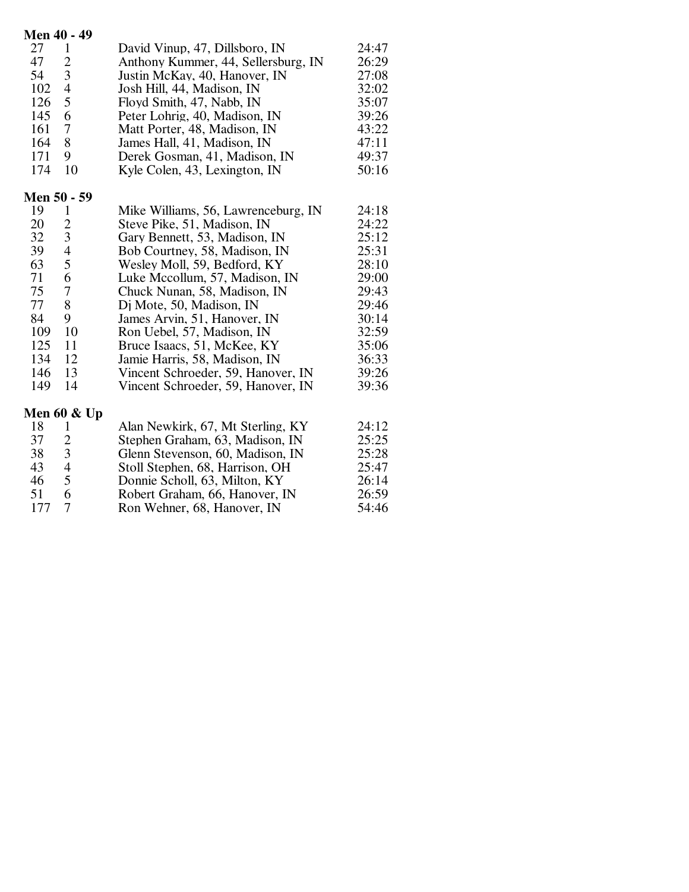**Men 40 - 49**

| | | | |
|---|---|---|---|
| 27 | 1 | David Vinup, 47, Dillsboro, IN | 24:47 |
| 47 | 2 | Anthony Kummer, 44, Sellersburg, IN | 26:29 |
| 54 | 3 | Justin McKay, 40, Hanover, IN | 27:08 |
| 102 | 4 | Josh Hill, 44, Madison, IN | 32:02 |
| 126 | 5 | Floyd Smith, 47, Nabb, IN | 35:07 |
| 145 | 6 | Peter Lohrig, 40, Madison, IN | 39:26 |
| 161 | 7 | Matt Porter, 48, Madison, IN | 43:22 |
| 164 | 8 | James Hall, 41, Madison, IN | 47:11 |
| 171 | 9 | Derek Gosman, 41, Madison, IN | 49:37 |
| 174 | 10 | Kyle Colen, 43, Lexington, IN | 50:16 |

**Men 50 - 59**

| | | | |
|---|---|---|---|
| 19 | 1 | Mike Williams, 56, Lawrenceburg, IN | 24:18 |
| 20 | 2 | Steve Pike, 51, Madison, IN | 24:22 |
| 32 | 3 | Gary Bennett, 53, Madison, IN | 25:12 |
| 39 | 4 | Bob Courtney, 58, Madison, IN | 25:31 |
| 63 | 5 | Wesley Moll, 59, Bedford, KY | 28:10 |
| 71 | 6 | Luke Mccollum, 57, Madison, IN | 29:00 |
| 75 | 7 | Chuck Nunan, 58, Madison, IN | 29:43 |
| 77 | 8 | Dj Mote, 50, Madison, IN | 29:46 |
| 84 | 9 | James Arvin, 51, Hanover, IN | 30:14 |
| 109 | 10 | Ron Uebel, 57, Madison, IN | 32:59 |
| 125 | 11 | Bruce Isaacs, 51, McKee, KY | 35:06 |
| 134 | 12 | Jamie Harris, 58, Madison, IN | 36:33 |
| 146 | 13 | Vincent Schroeder, 59, Hanover, IN | 39:26 |
| 149 | 14 | Vincent Schroeder, 59, Hanover, IN | 39:36 |

**Men 60 & Up**

| | | | |
|---|---|---|---|
| 18 | 1 | Alan Newkirk, 67, Mt Sterling, KY | 24:12 |
| 37 | 2 | Stephen Graham, 63, Madison, IN | 25:25 |
| 38 | 3 | Glenn Stevenson, 60, Madison, IN | 25:28 |
| 43 | 4 | Stoll Stephen, 68, Harrison, OH | 25:47 |
| 46 | 5 | Donnie Scholl, 63, Milton, KY | 26:14 |
| 51 | 6 | Robert Graham, 66, Hanover, IN | 26:59 |
| 177 | 7 | Ron Wehner, 68, Hanover, IN | 54:46 |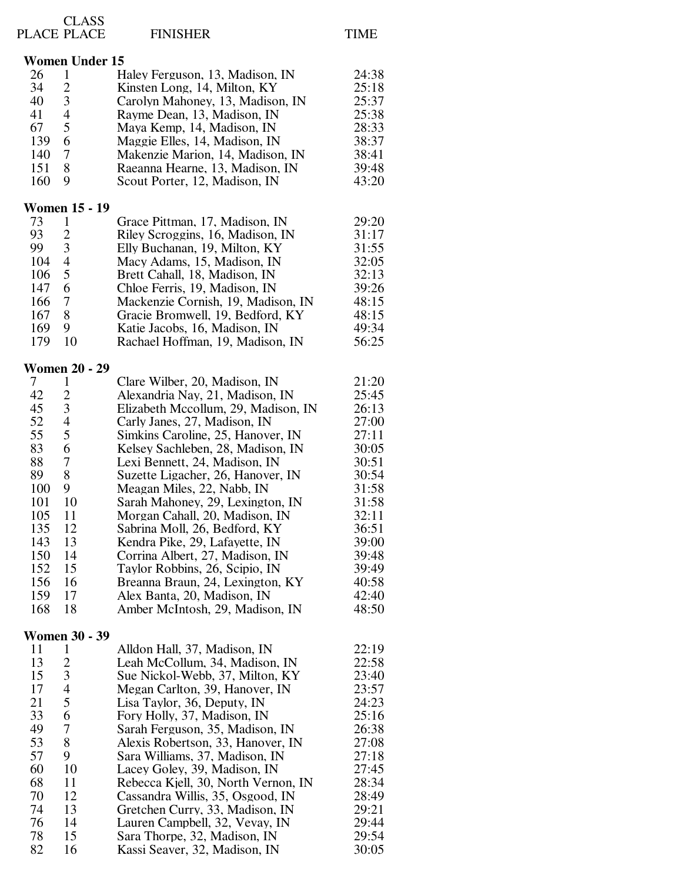| PLACE | CLASS PLACE | FINISHER | TIME |
|---|---|---|---|
| **Women Under 15** | | | |
| 26 | 1 | Haley Ferguson, 13, Madison, IN | 24:38 |
| 34 | 2 | Kinsten Long, 14, Milton, KY | 25:18 |
| 40 | 3 | Carolyn Mahoney, 13, Madison, IN | 25:37 |
| 41 | 4 | Rayme Dean, 13, Madison, IN | 25:38 |
| 67 | 5 | Maya Kemp, 14, Madison, IN | 28:33 |
| 139 | 6 | Maggie Elles, 14, Madison, IN | 38:37 |
| 140 | 7 | Makenzie Marion, 14, Madison, IN | 38:41 |
| 151 | 8 | Raeanna Hearne, 13, Madison, IN | 39:48 |
| 160 | 9 | Scout Porter, 12, Madison, IN | 43:20 |
| **Women 15 - 19** | | | |
| 73 | 1 | Grace Pittman, 17, Madison, IN | 29:20 |
| 93 | 2 | Riley Scroggins, 16, Madison, IN | 31:17 |
| 99 | 3 | Elly Buchanan, 19, Milton, KY | 31:55 |
| 104 | 4 | Macy Adams, 15, Madison, IN | 32:05 |
| 106 | 5 | Brett Cahall, 18, Madison, IN | 32:13 |
| 147 | 6 | Chloe Ferris, 19, Madison, IN | 39:26 |
| 166 | 7 | Mackenzie Cornish, 19, Madison, IN | 48:15 |
| 167 | 8 | Gracie Bromwell, 19, Bedford, KY | 48:15 |
| 169 | 9 | Katie Jacobs, 16, Madison, IN | 49:34 |
| 179 | 10 | Rachael Hoffman, 19, Madison, IN | 56:25 |
| **Women 20 - 29** | | | |
| 7 | 1 | Clare Wilber, 20, Madison, IN | 21:20 |
| 42 | 2 | Alexandria Nay, 21, Madison, IN | 25:45 |
| 45 | 3 | Elizabeth Mccollum, 29, Madison, IN | 26:13 |
| 52 | 4 | Carly Janes, 27, Madison, IN | 27:00 |
| 55 | 5 | Simkins Caroline, 25, Hanover, IN | 27:11 |
| 83 | 6 | Kelsey Sachleben, 28, Madison, IN | 30:05 |
| 88 | 7 | Lexi Bennett, 24, Madison, IN | 30:51 |
| 89 | 8 | Suzette Ligacher, 26, Hanover, IN | 30:54 |
| 100 | 9 | Meagan Miles, 22, Nabb, IN | 31:58 |
| 101 | 10 | Sarah Mahoney, 29, Lexington, IN | 31:58 |
| 105 | 11 | Morgan Cahall, 20, Madison, IN | 32:11 |
| 135 | 12 | Sabrina Moll, 26, Bedford, KY | 36:51 |
| 143 | 13 | Kendra Pike, 29, Lafayette, IN | 39:00 |
| 150 | 14 | Corrina Albert, 27, Madison, IN | 39:48 |
| 152 | 15 | Taylor Robbins, 26, Scipio, IN | 39:49 |
| 156 | 16 | Breanna Braun, 24, Lexington, KY | 40:58 |
| 159 | 17 | Alex Banta, 20, Madison, IN | 42:40 |
| 168 | 18 | Amber McIntosh, 29, Madison, IN | 48:50 |
| **Women 30 - 39** | | | |
| 11 | 1 | Alldon Hall, 37, Madison, IN | 22:19 |
| 13 | 2 | Leah McCollum, 34, Madison, IN | 22:58 |
| 15 | 3 | Sue Nickol-Webb, 37, Milton, KY | 23:40 |
| 17 | 4 | Megan Carlton, 39, Hanover, IN | 23:57 |
| 21 | 5 | Lisa Taylor, 36, Deputy, IN | 24:23 |
| 33 | 6 | Fory Holly, 37, Madison, IN | 25:16 |
| 49 | 7 | Sarah Ferguson, 35, Madison, IN | 26:38 |
| 53 | 8 | Alexis Robertson, 33, Hanover, IN | 27:08 |
| 57 | 9 | Sara Williams, 37, Madison, IN | 27:18 |
| 60 | 10 | Lacey Goley, 39, Madison, IN | 27:45 |
| 68 | 11 | Rebecca Kjell, 30, North Vernon, IN | 28:34 |
| 70 | 12 | Cassandra Willis, 35, Osgood, IN | 28:49 |
| 74 | 13 | Gretchen Curry, 33, Madison, IN | 29:21 |
| 76 | 14 | Lauren Campbell, 32, Vevay, IN | 29:44 |
| 78 | 15 | Sara Thorpe, 32, Madison, IN | 29:54 |
| 82 | 16 | Kassi Seaver, 32, Madison, IN | 30:05 |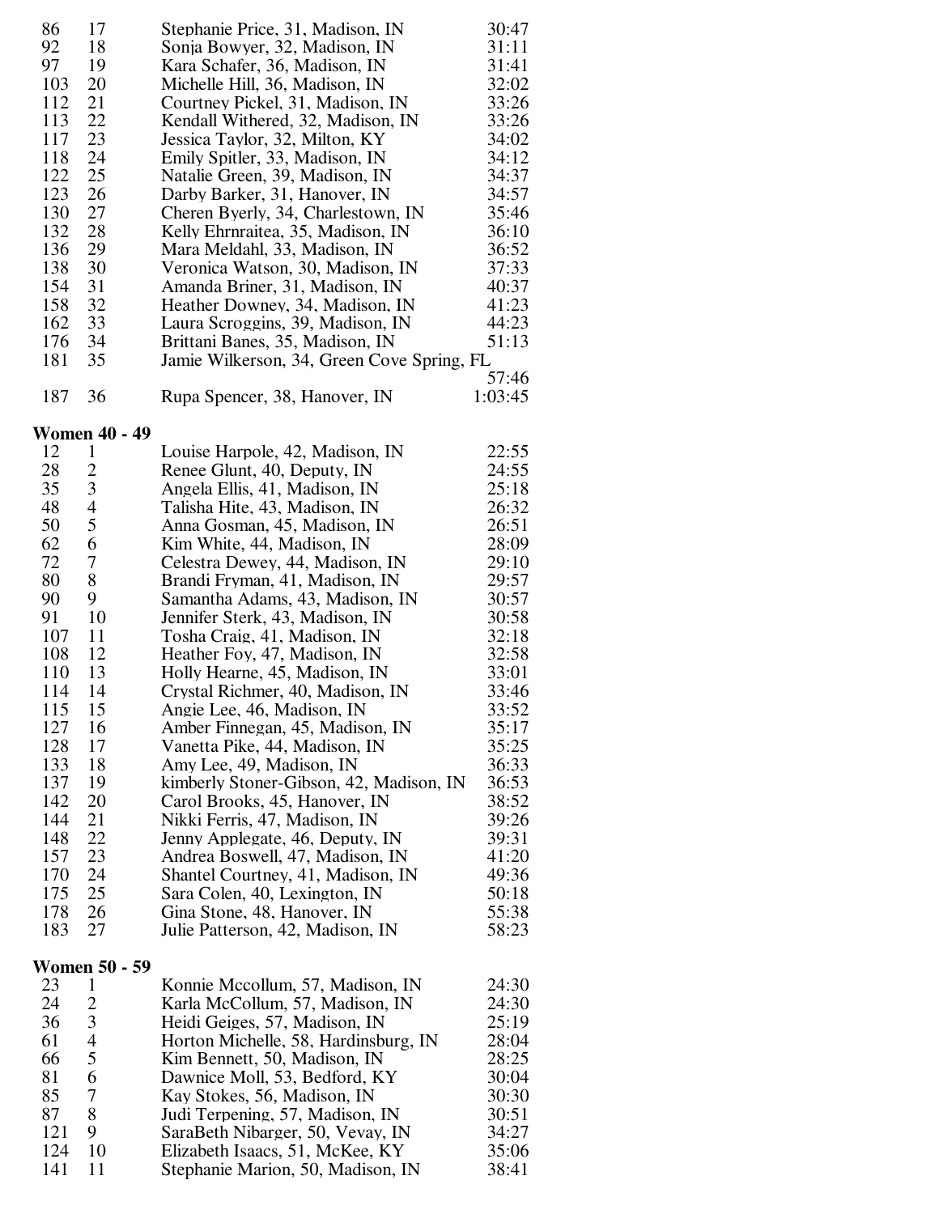| | | | |
|---|---|---|---|
| 86 | 17 | Stephanie Price, 31, Madison, IN | 30:47 |
| 92 | 18 | Sonja Bowyer, 32, Madison, IN | 31:11 |
| 97 | 19 | Kara Schafer, 36, Madison, IN | 31:41 |
| 103 | 20 | Michelle Hill, 36, Madison, IN | 32:02 |
| 112 | 21 | Courtney Pickel, 31, Madison, IN | 33:26 |
| 113 | 22 | Kendall Withered, 32, Madison, IN | 33:26 |
| 117 | 23 | Jessica Taylor, 32, Milton, KY | 34:02 |
| 118 | 24 | Emily Spitler, 33, Madison, IN | 34:12 |
| 122 | 25 | Natalie Green, 39, Madison, IN | 34:37 |
| 123 | 26 | Darby Barker, 31, Hanover, IN | 34:57 |
| 130 | 27 | Cheren Byerly, 34, Charlestown, IN | 35:46 |
| 132 | 28 | Kelly Ehrnraitea, 35, Madison, IN | 36:10 |
| 136 | 29 | Mara Meldahl, 33, Madison, IN | 36:52 |
| 138 | 30 | Veronica Watson, 30, Madison, IN | 37:33 |
| 154 | 31 | Amanda Briner, 31, Madison, IN | 40:37 |
| 158 | 32 | Heather Downey, 34, Madison, IN | 41:23 |
| 162 | 33 | Laura Scroggins, 39, Madison, IN | 44:23 |
| 176 | 34 | Brittani Banes, 35, Madison, IN | 51:13 |
| 181 | 35 | Jamie Wilkerson, 34, Green Cove Spring, FL | 57:46 |
| 187 | 36 | Rupa Spencer, 38, Hanover, IN | 1:03:45 |

**Women 40 - 49**

| | | | |
|---|---|---|---|
| 12 | 1 | Louise Harpole, 42, Madison, IN | 22:55 |
| 28 | 2 | Renee Glunt, 40, Deputy, IN | 24:55 |
| 35 | 3 | Angela Ellis, 41, Madison, IN | 25:18 |
| 48 | 4 | Talisha Hite, 43, Madison, IN | 26:32 |
| 50 | 5 | Anna Gosman, 45, Madison, IN | 26:51 |
| 62 | 6 | Kim White, 44, Madison, IN | 28:09 |
| 72 | 7 | Celestra Dewey, 44, Madison, IN | 29:10 |
| 80 | 8 | Brandi Fryman, 41, Madison, IN | 29:57 |
| 90 | 9 | Samantha Adams, 43, Madison, IN | 30:57 |
| 91 | 10 | Jennifer Sterk, 43, Madison, IN | 30:58 |
| 107 | 11 | Tosha Craig, 41, Madison, IN | 32:18 |
| 108 | 12 | Heather Foy, 47, Madison, IN | 32:58 |
| 110 | 13 | Holly Hearne, 45, Madison, IN | 33:01 |
| 114 | 14 | Crystal Richmer, 40, Madison, IN | 33:46 |
| 115 | 15 | Angie Lee, 46, Madison, IN | 33:52 |
| 127 | 16 | Amber Finnegan, 45, Madison, IN | 35:17 |
| 128 | 17 | Vanetta Pike, 44, Madison, IN | 35:25 |
| 133 | 18 | Amy Lee, 49, Madison, IN | 36:33 |
| 137 | 19 | kimberly Stoner-Gibson, 42, Madison, IN | 36:53 |
| 142 | 20 | Carol Brooks, 45, Hanover, IN | 38:52 |
| 144 | 21 | Nikki Ferris, 47, Madison, IN | 39:26 |
| 148 | 22 | Jenny Applegate, 46, Deputy, IN | 39:31 |
| 157 | 23 | Andrea Boswell, 47, Madison, IN | 41:20 |
| 170 | 24 | Shantel Courtney, 41, Madison, IN | 49:36 |
| 175 | 25 | Sara Colen, 40, Lexington, IN | 50:18 |
| 178 | 26 | Gina Stone, 48, Hanover, IN | 55:38 |
| 183 | 27 | Julie Patterson, 42, Madison, IN | 58:23 |

**Women 50 - 59**

| | | | |
|---|---|---|---|
| 23 | 1 | Konnie Mccollum, 57, Madison, IN | 24:30 |
| 24 | 2 | Karla McCollum, 57, Madison, IN | 24:30 |
| 36 | 3 | Heidi Geiges, 57, Madison, IN | 25:19 |
| 61 | 4 | Horton Michelle, 58, Hardinsburg, IN | 28:04 |
| 66 | 5 | Kim Bennett, 50, Madison, IN | 28:25 |
| 81 | 6 | Dawnice Moll, 53, Bedford, KY | 30:04 |
| 85 | 7 | Kay Stokes, 56, Madison, IN | 30:30 |
| 87 | 8 | Judi Terpening, 57, Madison, IN | 30:51 |
| 121 | 9 | SaraBeth Nibarger, 50, Vevay, IN | 34:27 |
| 124 | 10 | Elizabeth Isaacs, 51, McKee, KY | 35:06 |
| 141 | 11 | Stephanie Marion, 50, Madison, IN | 38:41 |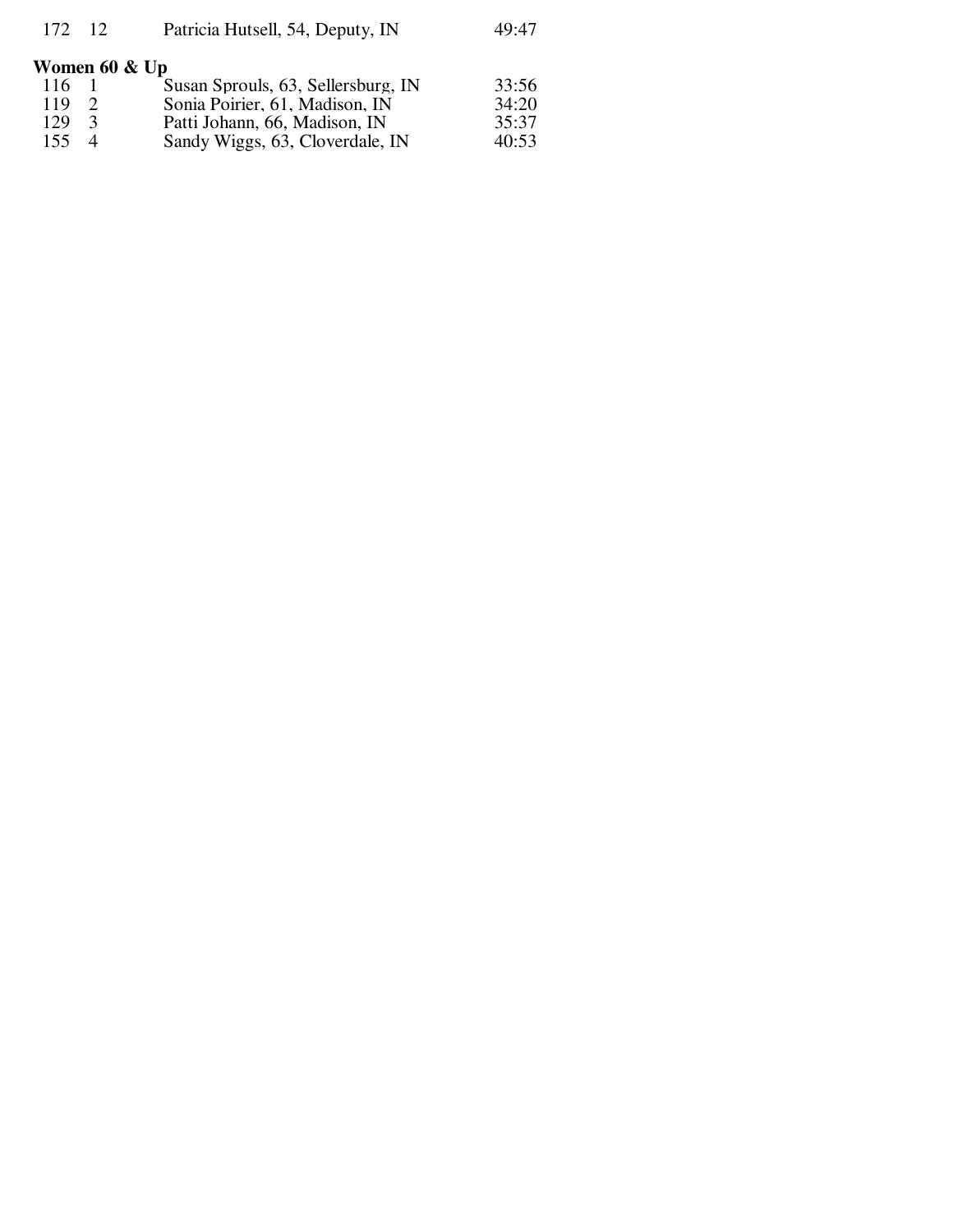| | | | |
|---|---|---|---|
| 172 | 12 | Patricia Hutsell, 54, Deputy, IN | 49:47 |

**Women 60 & Up**

| | | | |
|---|---|---|---|
| 116 | 1 | Susan Sprouls, 63, Sellersburg, IN | 33:56 |
| 119 | 2 | Sonia Poirier, 61, Madison, IN | 34:20 |
| 129 | 3 | Patti Johann, 66, Madison, IN | 35:37 |
| 155 | 4 | Sandy Wiggs, 63, Cloverdale, IN | 40:53 |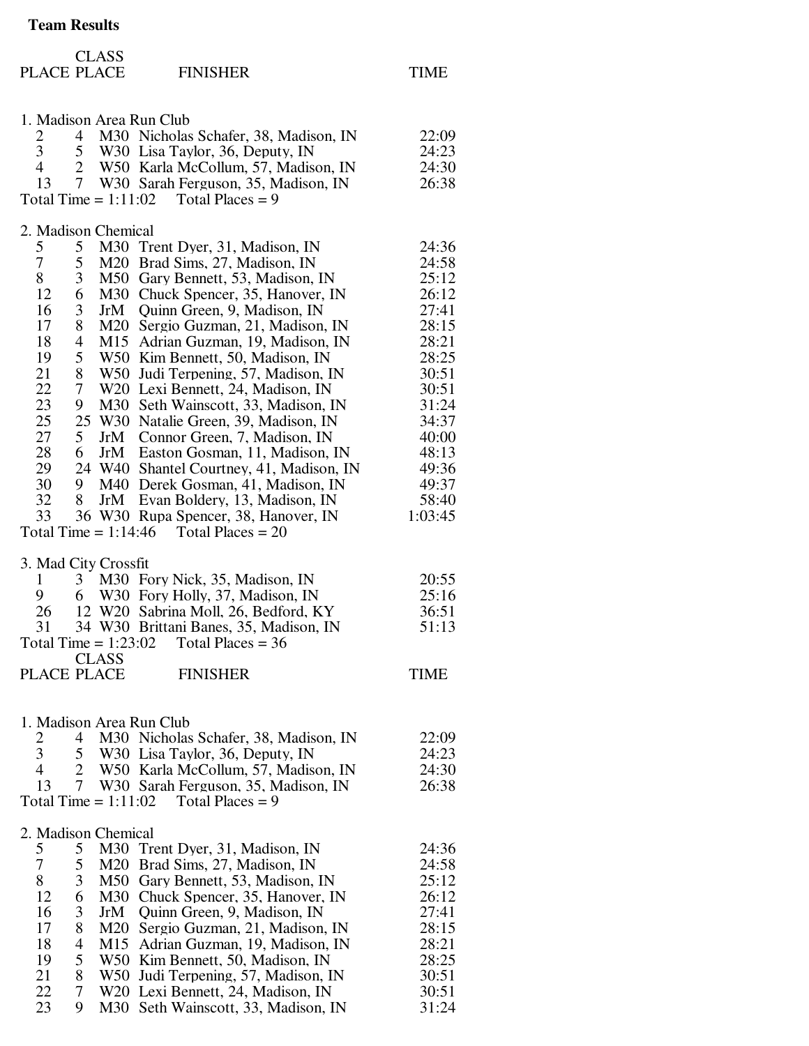**Team Results**

| PLACE | CLASS PLACE | | FINISHER | TIME |
|---|---|---|---|---|

1. Madison Area Run Club

| PLACE | CLASS PLACE | | FINISHER | TIME |
|---|---|---|---|---|
| 2 | 4 | M30 | Nicholas Schafer, 38, Madison, IN | 22:09 |
| 3 | 5 | W30 | Lisa Taylor, 36, Deputy, IN | 24:23 |
| 4 | 2 | W50 | Karla McCollum, 57, Madison, IN | 24:30 |
| 13 | 7 | W30 | Sarah Ferguson, 35, Madison, IN | 26:38 |

Total Time = 1:11:02 Total Places = 9

2. Madison Chemical

| PLACE | CLASS PLACE | | FINISHER | TIME |
|---|---|---|---|---|
| 5 | 5 | M30 | Trent Dyer, 31, Madison, IN | 24:36 |
| 7 | 5 | M20 | Brad Sims, 27, Madison, IN | 24:58 |
| 8 | 3 | M50 | Gary Bennett, 53, Madison, IN | 25:12 |
| 12 | 6 | M30 | Chuck Spencer, 35, Hanover, IN | 26:12 |
| 16 | 3 | JrM | Quinn Green, 9, Madison, IN | 27:41 |
| 17 | 8 | M20 | Sergio Guzman, 21, Madison, IN | 28:15 |
| 18 | 4 | M15 | Adrian Guzman, 19, Madison, IN | 28:21 |
| 19 | 5 | W50 | Kim Bennett, 50, Madison, IN | 28:25 |
| 21 | 8 | W50 | Judi Terpening, 57, Madison, IN | 30:51 |
| 22 | 7 | W20 | Lexi Bennett, 24, Madison, IN | 30:51 |
| 23 | 9 | M30 | Seth Wainscott, 33, Madison, IN | 31:24 |
| 25 | 25 | W30 | Natalie Green, 39, Madison, IN | 34:37 |
| 27 | 5 | JrM | Connor Green, 7, Madison, IN | 40:00 |
| 28 | 6 | JrM | Easton Gosman, 11, Madison, IN | 48:13 |
| 29 | 24 | W40 | Shantel Courtney, 41, Madison, IN | 49:36 |
| 30 | 9 | M40 | Derek Gosman, 41, Madison, IN | 49:37 |
| 32 | 8 | JrM | Evan Boldery, 13, Madison, IN | 58:40 |
| 33 | 36 | W30 | Rupa Spencer, 38, Hanover, IN | 1:03:45 |

Total Time = 1:14:46 Total Places = 20

3. Mad City Crossfit

| PLACE | CLASS PLACE | | FINISHER | TIME |
|---|---|---|---|---|
| 1 | 3 | M30 | Fory Nick, 35, Madison, IN | 20:55 |
| 9 | 6 | W30 | Fory Holly, 37, Madison, IN | 25:16 |
| 26 | 12 | W20 | Sabrina Moll, 26, Bedford, KY | 36:51 |
| 31 | 34 | W30 | Brittani Banes, 35, Madison, IN | 51:13 |

Total Time = 1:23:02 Total Places = 36

| PLACE | CLASS PLACE | | FINISHER | TIME |
|---|---|---|---|---|

1. Madison Area Run Club

| PLACE | CLASS PLACE | | FINISHER | TIME |
|---|---|---|---|---|
| 2 | 4 | M30 | Nicholas Schafer, 38, Madison, IN | 22:09 |
| 3 | 5 | W30 | Lisa Taylor, 36, Deputy, IN | 24:23 |
| 4 | 2 | W50 | Karla McCollum, 57, Madison, IN | 24:30 |
| 13 | 7 | W30 | Sarah Ferguson, 35, Madison, IN | 26:38 |

Total Time = 1:11:02 Total Places = 9

2. Madison Chemical

| PLACE | CLASS PLACE | | FINISHER | TIME |
|---|---|---|---|---|
| 5 | 5 | M30 | Trent Dyer, 31, Madison, IN | 24:36 |
| 7 | 5 | M20 | Brad Sims, 27, Madison, IN | 24:58 |
| 8 | 3 | M50 | Gary Bennett, 53, Madison, IN | 25:12 |
| 12 | 6 | M30 | Chuck Spencer, 35, Hanover, IN | 26:12 |
| 16 | 3 | JrM | Quinn Green, 9, Madison, IN | 27:41 |
| 17 | 8 | M20 | Sergio Guzman, 21, Madison, IN | 28:15 |
| 18 | 4 | M15 | Adrian Guzman, 19, Madison, IN | 28:21 |
| 19 | 5 | W50 | Kim Bennett, 50, Madison, IN | 28:25 |
| 21 | 8 | W50 | Judi Terpening, 57, Madison, IN | 30:51 |
| 22 | 7 | W20 | Lexi Bennett, 24, Madison, IN | 30:51 |
| 23 | 9 | M30 | Seth Wainscott, 33, Madison, IN | 31:24 |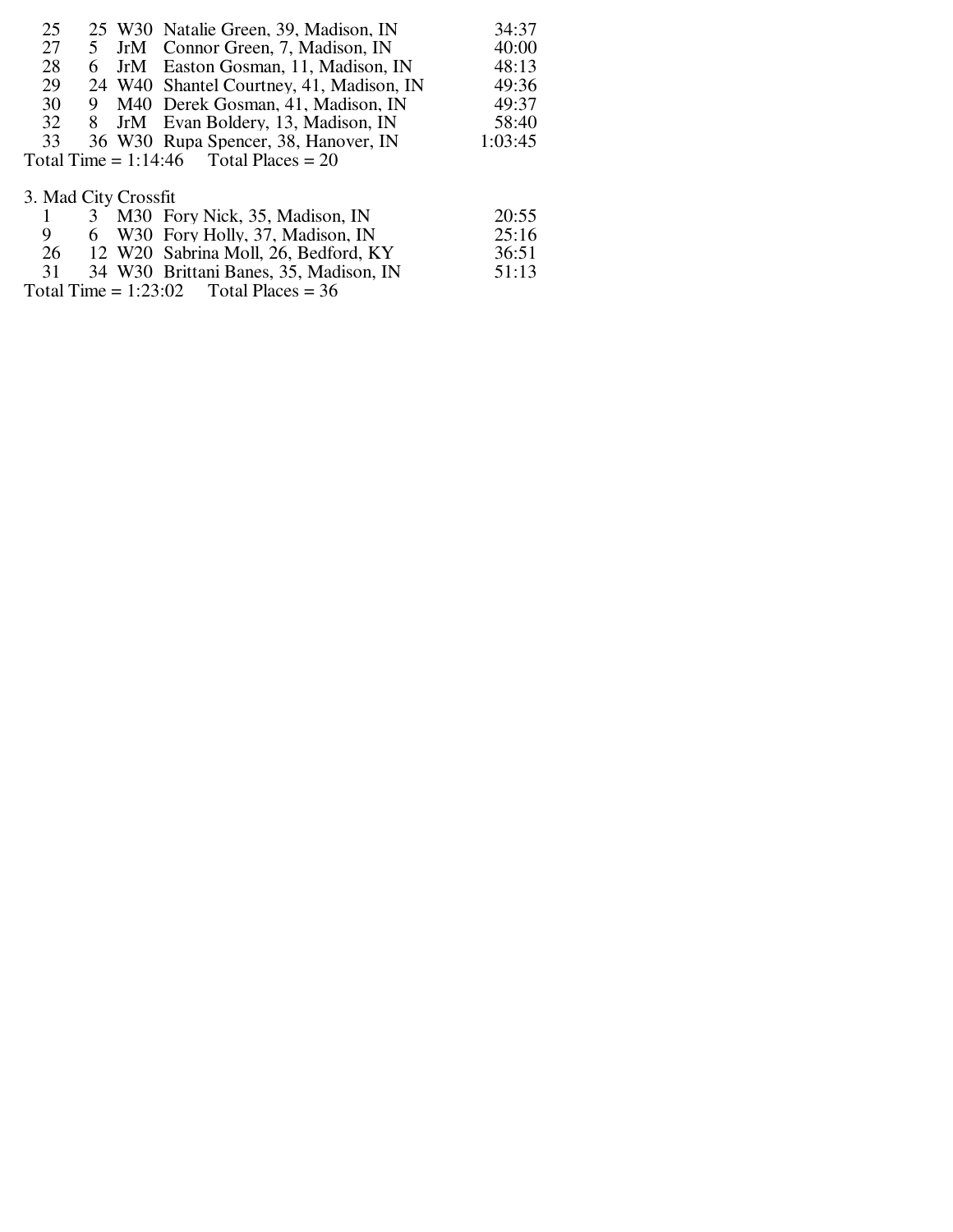| | | | | |
|---|---|---|---|---|
| 25 | 25 | W30 | Natalie Green, 39, Madison, IN | 34:37 |
| 27 | 5 | JrM | Connor Green, 7, Madison, IN | 40:00 |
| 28 | 6 | JrM | Easton Gosman, 11, Madison, IN | 48:13 |
| 29 | 24 | W40 | Shantel Courtney, 41, Madison, IN | 49:36 |
| 30 | 9 | M40 | Derek Gosman, 41, Madison, IN | 49:37 |
| 32 | 8 | JrM | Evan Boldery, 13, Madison, IN | 58:40 |
| 33 | 36 | W30 | Rupa Spencer, 38, Hanover, IN | 1:03:45 |

Total Time = 1:14:46 Total Places = 20

3. Mad City Crossfit

| | | | | |
|---|---|---|---|---|
| 1 | 3 | M30 | Fory Nick, 35, Madison, IN | 20:55 |
| 9 | 6 | W30 | Fory Holly, 37, Madison, IN | 25:16 |
| 26 | 12 | W20 | Sabrina Moll, 26, Bedford, KY | 36:51 |
| 31 | 34 | W30 | Brittani Banes, 35, Madison, IN | 51:13 |

Total Time = 1:23:02 Total Places = 36